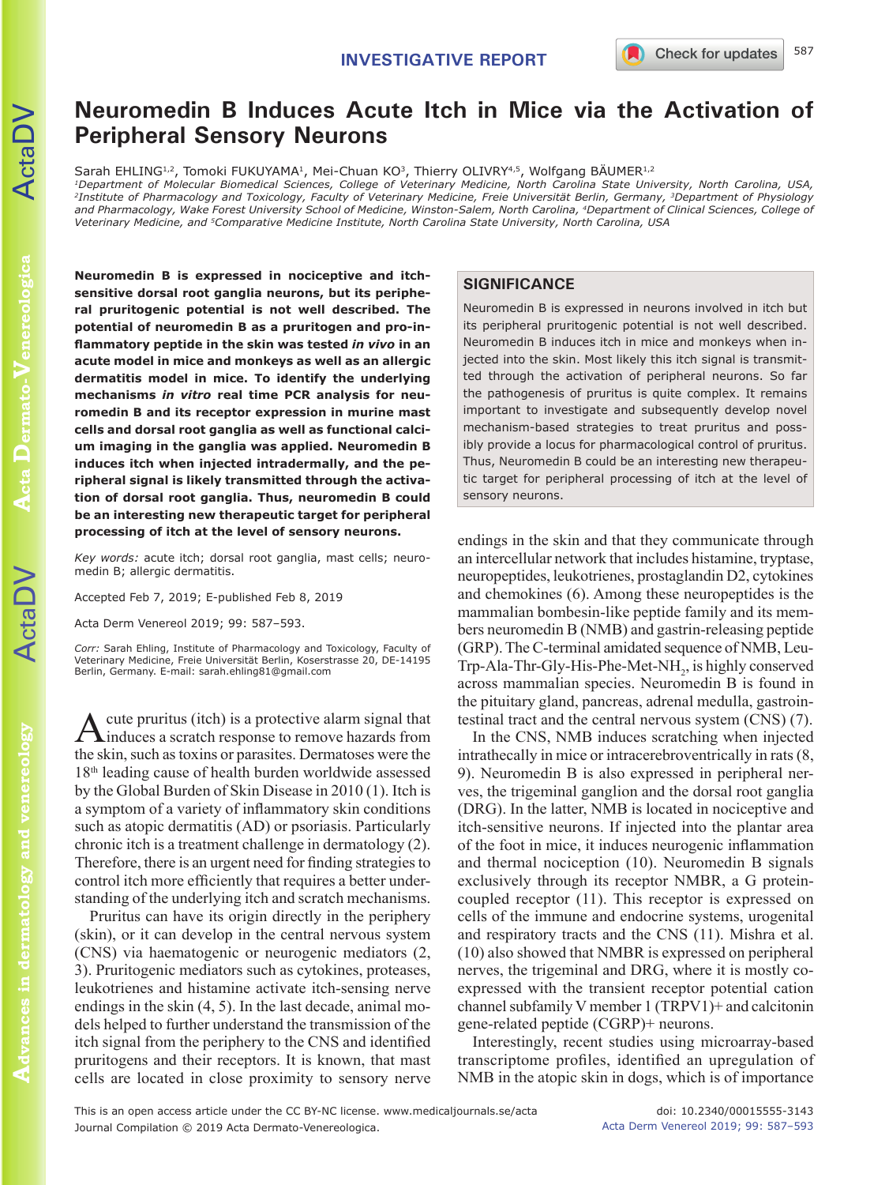INVESTIGATIVE REPORT

# Neuromedin B Induces Acute Itch in Mice via the Activation of Peripheral Sensory Neurons

Sarah EHLING[1,2], Tomoki FUKUYAMA[1], Mei-Chuan KO[3], Thierry OLIVRY[4,5], Wolfgang BÄUMER[1,2]

[1]Department of Molecular Biomedical Sciences, College of Veterinary Medicine, North Carolina State University, North Carolina, USA, [2]Institute of Pharmacology and Toxicology, Faculty of Veterinary Medicine, Freie Universität Berlin, Germany, [3]Department of Physiology and Pharmacology, Wake Forest University School of Medicine, Winston-Salem, North Carolina, [4]Department of Clinical Sciences, College of Veterinary Medicine, and [5]Comparative Medicine Institute, North Carolina State University, North Carolina, USA

**Neuromedin B is expressed in nociceptive and itch-sensitive dorsal root ganglia neurons, but its peripheral pruritogenic potential is not well described. The potential of neuromedin B as a pruritogen and pro-inflammatory peptide in the skin was tested *in vivo* in an acute model in mice and monkeys as well as an allergic dermatitis model in mice. To identify the underlying mechanisms *in vitro* real time PCR analysis for neuromedin B and its receptor expression in murine mast cells and dorsal root ganglia as well as functional calcium imaging in the ganglia was applied. Neuromedin B induces itch when injected intradermally, and the peripheral signal is likely transmitted through the activation of dorsal root ganglia. Thus, neuromedin B could be an interesting new therapeutic target for peripheral processing of itch at the level of sensory neurons.**

*Key words:* acute itch; dorsal root ganglia, mast cells; neuromedin B; allergic dermatitis.

Accepted Feb 7, 2019; E-published Feb 8, 2019

Acta Derm Venereol 2019; 99: 587–593.

*Corr:* Sarah Ehling, Institute of Pharmacology and Toxicology, Faculty of Veterinary Medicine, Freie Universität Berlin, Koserstrasse 20, DE-14195 Berlin, Germany. E-mail: sarah.ehling81@gmail.com

## SIGNIFICANCE

Neuromedin B is expressed in neurons involved in itch but its peripheral pruritogenic potential is not well described. Neuromedin B induces itch in mice and monkeys when injected into the skin. Most likely this itch signal is transmitted through the activation of peripheral neurons. So far the pathogenesis of pruritus is quite complex. It remains important to investigate and subsequently develop novel mechanism-based strategies to treat pruritus and possibly provide a locus for pharmacological control of pruritus. Thus, Neuromedin B could be an interesting new therapeutic target for peripheral processing of itch at the level of sensory neurons.

Acute pruritus (itch) is a protective alarm signal that induces a scratch response to remove hazards from the skin, such as toxins or parasites. Dermatoses were the 18th leading cause of health burden worldwide assessed by the Global Burden of Skin Disease in 2010 (1). Itch is a symptom of a variety of inflammatory skin conditions such as atopic dermatitis (AD) or psoriasis. Particularly chronic itch is a treatment challenge in dermatology (2). Therefore, there is an urgent need for finding strategies to control itch more efficiently that requires a better understanding of the underlying itch and scratch mechanisms.

Pruritus can have its origin directly in the periphery (skin), or it can develop in the central nervous system (CNS) via haematogenic or neurogenic mediators (2, 3). Pruritogenic mediators such as cytokines, proteases, leukotrienes and histamine activate itch-sensing nerve endings in the skin (4, 5). In the last decade, animal models helped to further understand the transmission of the itch signal from the periphery to the CNS and identified pruritogens and their receptors. It is known, that mast cells are located in close proximity to sensory nerve endings in the skin and that they communicate through an intercellular network that includes histamine, tryptase, neuropeptides, leukotrienes, prostaglandin D2, cytokines and chemokines (6). Among these neuropeptides is the mammalian bombesin-like peptide family and its members neuromedin B (NMB) and gastrin-releasing peptide (GRP). The C-terminal amidated sequence of NMB, Leu-Trp-Ala-Thr-Gly-His-Phe-Met-$NH_2$, is highly conserved across mammalian species. Neuromedin B is found in the pituitary gland, pancreas, adrenal medulla, gastrointestinal tract and the central nervous system (CNS) (7).

In the CNS, NMB induces scratching when injected intrathecally in mice or intracerebroventricularly in rats (8, 9). Neuromedin B is also expressed in peripheral nerves, the trigeminal ganglion and the dorsal root ganglia (DRG). In the latter, NMB is located in nociceptive and itch-sensitive neurons. If injected into the plantar area of the foot in mice, it induces neurogenic inflammation and thermal nociception (10). Neuromedin B signals exclusively through its receptor NMBR, a G protein-coupled receptor (11). This receptor is expressed on cells of the immune and endocrine systems, urogenital and respiratory tracts and the CNS (11). Mishra et al. (10) also showed that NMBR is expressed on peripheral nerves, the trigeminal and DRG, where it is mostly co-expressed with the transient receptor potential cation channel subfamily V member 1 (TRPV1)+ and calcitonin gene-related peptide (CGRP)+ neurons.

Interestingly, recent studies using microarray-based transcriptome profiles, identified an upregulation of NMB in the atopic skin in dogs, which is of importance

This is an open access article under the CC BY-NC license. www.medicaljournals.se/acta
Journal Compilation © 2019 Acta Dermato-Venereologica.

doi: 10.2340/00015555-3143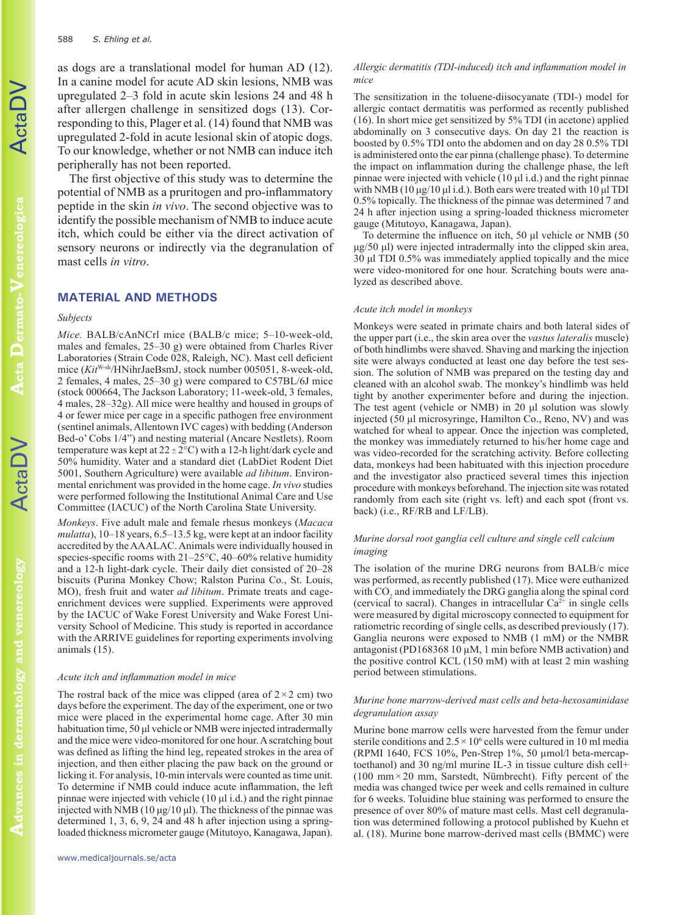as dogs are a translational model for human AD (12). In a canine model for acute AD skin lesions, NMB was upregulated 2–3 fold in acute skin lesions 24 and 48 h after allergen challenge in sensitized dogs (13). Corresponding to this, Plager et al. (14) found that NMB was upregulated 2-fold in acute lesional skin of atopic dogs. To our knowledge, whether or not NMB can induce itch peripherally has not been reported.

The first objective of this study was to determine the potential of NMB as a pruritogen and pro-inflammatory peptide in the skin *in vivo*. The second objective was to identify the possible mechanism of NMB to induce acute itch, which could be either via the direct activation of sensory neurons or indirectly via the degranulation of mast cells *in vitro*.

## MATERIAL AND METHODS

### *Subjects*

*Mice.* BALB/cAnNCrl mice (BALB/c mice; 5–10-week-old, males and females, 25–30 g) were obtained from Charles River Laboratories (Strain Code 028, Raleigh, NC). Mast cell deficient mice (*Kit*$^{W\text{-}sh}$/HNihrJaeBsmJ, stock number 005051, 8-week-old, 2 females, 4 males, 25–30 g) were compared to C57BL/6J mice (stock 000664, The Jackson Laboratory; 11-week-old, 3 females, 4 males, 28–32g). All mice were healthy and housed in groups of 4 or fewer mice per cage in a specific pathogen free environment (sentinel animals, Allentown IVC cages) with bedding (Anderson Bed-o' Cobs 1/4") and nesting material (Ancare Nestlets). Room temperature was kept at 22 ± 2°C) with a 12-h light/dark cycle and 50% humidity. Water and a standard diet (LabDiet Rodent Diet 5001, Southern Agriculture) were available *ad libitum*. Environmental enrichment was provided in the home cage. *In vivo* studies were performed following the Institutional Animal Care and Use Committee (IACUC) of the North Carolina State University.

*Monkeys*. Five adult male and female rhesus monkeys (*Macaca mulatta*), 10–18 years, 6.5–13.5 kg, were kept at an indoor facility accredited by the AAALAC. Animals were individually housed in species-specific rooms with 21–25°C, 40–60% relative humidity and a 12-h light-dark cycle. Their daily diet consisted of 20–28 biscuits (Purina Monkey Chow; Ralston Purina Co., St. Louis, MO), fresh fruit and water *ad libitum*. Primate treats and cage-enrichment devices were supplied. Experiments were approved by the IACUC of Wake Forest University and Wake Forest University School of Medicine. This study is reported in accordance with the ARRIVE guidelines for reporting experiments involving animals (15).

### *Acute itch and inflammation model in mice*

The rostral back of the mice was clipped (area of 2 × 2 cm) two days before the experiment. The day of the experiment, one or two mice were placed in the experimental home cage. After 30 min habituation time, 50 µl vehicle or NMB were injected intradermally and the mice were video-monitored for one hour. A scratching bout was defined as lifting the hind leg, repeated strokes in the area of injection, and then either placing the paw back on the ground or licking it. For analysis, 10-min intervals were counted as time unit. To determine if NMB could induce acute inflammation, the left pinnae were injected with vehicle (10 µl i.d.) and the right pinnae injected with NMB (10 µg/10 µl). The thickness of the pinnae was determined 1, 3, 6, 9, 24 and 48 h after injection using a spring-loaded thickness micrometer gauge (Mitutoyo, Kanagawa, Japan).

### *Allergic dermatitis (TDI-induced) itch and inflammation model in mice*

The sensitization in the toluene-diisocyanate (TDI-) model for allergic contact dermatitis was performed as recently published (16). In short mice get sensitized by 5% TDI (in acetone) applied abdominally on 3 consecutive days. On day 21 the reaction is boosted by 0.5% TDI onto the abdomen and on day 28 0.5% TDI is administered onto the ear pinna (challenge phase). To determine the impact on inflammation during the challenge phase, the left pinnae were injected with vehicle (10 µl i.d.) and the right pinnae with NMB (10 µg/10 µl i.d.). Both ears were treated with 10 µl TDI 0.5% topically. The thickness of the pinnae was determined 7 and 24 h after injection using a spring-loaded thickness micrometer gauge (Mitutoyo, Kanagawa, Japan).

To determine the influence on itch, 50 µl vehicle or NMB (50 µg/50 µl) were injected intradermally into the clipped skin area, 30 µl TDI 0.5% was immediately applied topically and the mice were video-monitored for one hour. Scratching bouts were analyzed as described above.

### *Acute itch model in monkeys*

Monkeys were seated in primate chairs and both lateral sides of the upper part (i.e., the skin area over the *vastus lateralis* muscle) of both hindlimbs were shaved. Shaving and marking the injection site were always conducted at least one day before the test session. The solution of NMB was prepared on the testing day and cleaned with an alcohol swab. The monkey's hindlimb was held tight by another experimenter before and during the injection. The test agent (vehicle or NMB) in 20 µl solution was slowly injected (50 µl microsyringe, Hamilton Co., Reno, NV) and was watched for wheal to appear. Once the injection was completed, the monkey was immediately returned to his/her home cage and was video-recorded for the scratching activity. Before collecting data, monkeys had been habituated with this injection procedure and the investigator also practiced several times this injection procedure with monkeys beforehand. The injection site was rotated randomly from each site (right vs. left) and each spot (front vs. back) (i.e., RF/RB and LF/LB).

### *Murine dorsal root ganglia cell culture and single cell calcium imaging*

The isolation of the murine DRG neurons from BALB/c mice was performed, as recently published (17). Mice were euthanized with $CO_2$ and immediately the DRG ganglia along the spinal cord (cervical to sacral). Changes in intracellular $Ca^{2+}$ in single cells were measured by digital microscopy connected to equipment for ratiometric recording of single cells, as described previously (17). Ganglia neurons were exposed to NMB (1 mM) or the NMBR antagonist (PD168368 10 µM, 1 min before NMB activation) and the positive control KCL (150 mM) with at least 2 min washing period between stimulations.

### *Murine bone marrow-derived mast cells and beta-hexosaminidase degranulation assay*

Murine bone marrow cells were harvested from the femur under sterile conditions and $2.5 \times 10^6$ cells were cultured in 10 ml media (RPMI 1640, FCS 10%, Pen-Strep 1%, 50 µmol/l beta-mercaptoethanol) and 30 ng/ml murine IL-3 in tissue culture dish cell+ (100 mm × 20 mm, Sarstedt, Nümbrecht). Fifty percent of the media was changed twice per week and cells remained in culture for 6 weeks. Toluidine blue staining was performed to ensure the presence of over 80% of mature mast cells. Mast cell degranulation was determined following a protocol published by Kuehn et al. (18). Murine bone marrow-derived mast cells (BMMC) were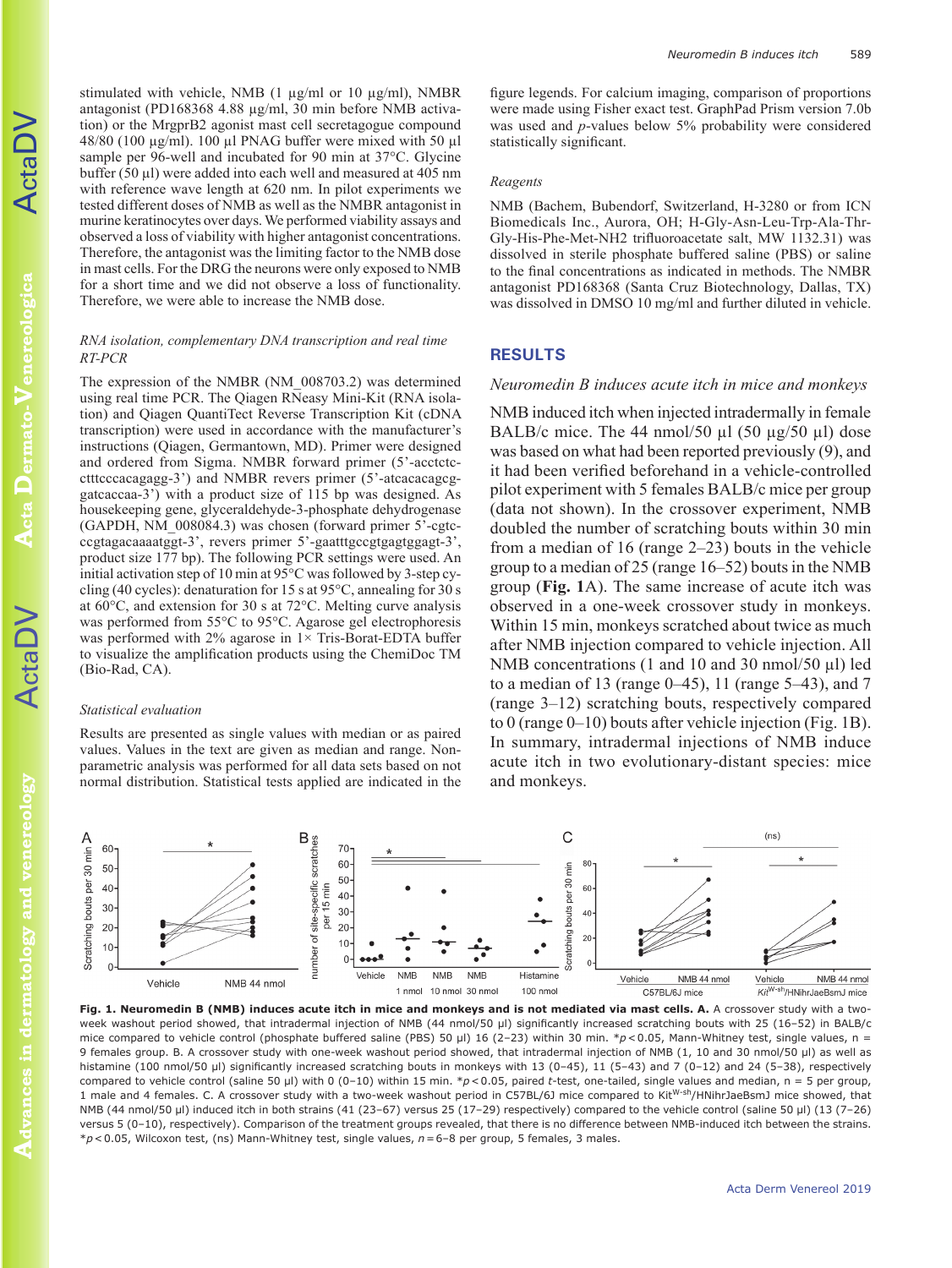stimulated with vehicle, NMB (1 µg/ml or 10 µg/ml), NMBR antagonist (PD168368 4.88 µg/ml, 30 min before NMB activation) or the MrgprB2 agonist mast cell secretagogue compound 48/80 (100 µg/ml). 100 µl PNAG buffer were mixed with 50 µl sample per 96-well and incubated for 90 min at 37°C. Glycine buffer (50 µl) were added into each well and measured at 405 nm with reference wave length at 620 nm. In pilot experiments we tested different doses of NMB as well as the NMBR antagonist in murine keratinocytes over days. We performed viability assays and observed a loss of viability with higher antagonist concentrations. Therefore, the antagonist was the limiting factor to the NMB dose in mast cells. For the DRG the neurons were only exposed to NMB for a short time and we did not observe a loss of functionality. Therefore, we were able to increase the NMB dose.

*RNA isolation, complementary DNA transcription and real time RT-PCR*

The expression of the NMBR (NM_008703.2) was determined using real time PCR. The Qiagen RNeasy Mini-Kit (RNA isolation) and Qiagen QuantiTect Reverse Transcription Kit (cDNA transcription) were used in accordance with the manufacturer's instructions (Qiagen, Germantown, MD). Primer were designed and ordered from Sigma. NMBR forward primer (5'-acctctcctttcccacagagg-3') and NMBR revers primer (5'-atcacacagcggatcaccaa-3') with a product size of 115 bp was designed. As housekeeping gene, glyceraldehyde-3-phosphate dehydrogenase (GAPDH, NM_008084.3) was chosen (forward primer 5'-cgtcccgtagacaaaatggt-3', revers primer 5'-gaatttgccgtgagtggagt-3', product size 177 bp). The following PCR settings were used. An initial activation step of 10 min at 95°C was followed by 3-step cycling (40 cycles): denaturation for 15 s at 95°C, annealing for 30 s at 60°C, and extension for 30 s at 72°C. Melting curve analysis was performed from 55°C to 95°C. Agarose gel electrophoresis was performed with 2% agarose in 1× Tris-Borat-EDTA buffer to visualize the amplification products using the ChemiDoc TM (Bio-Rad, CA).

*Statistical evaluation*

Results are presented as single values with median or as paired values. Values in the text are given as median and range. Non-parametric analysis was performed for all data sets based on not normal distribution. Statistical tests applied are indicated in the figure legends. For calcium imaging, comparison of proportions were made using Fisher exact test. GraphPad Prism version 7.0b was used and *p*-values below 5% probability were considered statistically significant.

*Reagents*

NMB (Bachem, Bubendorf, Switzerland, H-3280 or from ICN Biomedicals Inc., Aurora, OH; H-Gly-Asn-Leu-Trp-Ala-Thr-Gly-His-Phe-Met-NH2 trifluoroacetate salt, MW 1132.31) was dissolved in sterile phosphate buffered saline (PBS) or saline to the final concentrations as indicated in methods. The NMBR antagonist PD168368 (Santa Cruz Biotechnology, Dallas, TX) was dissolved in DMSO 10 mg/ml and further diluted in vehicle.

## RESULTS

*Neuromedin B induces acute itch in mice and monkeys*

NMB induced itch when injected intradermally in female BALB/c mice. The 44 nmol/50 µl (50 µg/50 µl) dose was based on what had been reported previously (9), and it had been verified beforehand in a vehicle-controlled pilot experiment with 5 females BALB/c mice per group (data not shown). In the crossover experiment, NMB doubled the number of scratching bouts within 30 min from a median of 16 (range 2–23) bouts in the vehicle group to a median of 25 (range 16–52) bouts in the NMB group (**Fig. 1**A). The same increase of acute itch was observed in a one-week crossover study in monkeys. Within 15 min, monkeys scratched about twice as much after NMB injection compared to vehicle injection. All NMB concentrations (1 and 10 and 30 nmol/50 µl) led to a median of 13 (range 0–45), 11 (range 5–43), and 7 (range 3–12) scratching bouts, respectively compared to 0 (range 0–10) bouts after vehicle injection (Fig. 1B). In summary, intradermal injections of NMB induce acute itch in two evolutionary-distant species: mice and monkeys.

**Fig. 1. Neuromedin B (NMB) induces acute itch in mice and monkeys and is not mediated via mast cells. A.** A crossover study with a two-week washout period showed, that intradermal injection of NMB (44 nmol/50 µl) significantly increased scratching bouts with 25 (16–52) in BALB/c mice compared to vehicle control (phosphate buffered saline (PBS) 50 µl) 16 (2–23) within 30 min. \*$p<0.05$, Mann-Whitney test, single values, n = 9 females group. B. A crossover study with one-week washout period showed, that intradermal injection of NMB (1, 10 and 30 nmol/50 µl) as well as histamine (100 nmol/50 µl) significantly increased scratching bouts in monkeys with 13 (0–45), 11 (5–43) and 7 (0–12) and 24 (5–38), respectively compared to vehicle control (saline 50 µl) with 0 (0–10) within 15 min. \*$p<0.05$, paired *t*-test, one-tailed, single values and median, n = 5 per group, 1 male and 4 females. C. A crossover study with a two-week washout period in C57BL/6J mice compared to Kit$^{W-sh}$/HNihrJaeBsmJ mice showed, that NMB (44 nmol/50 µl) induced itch in both strains (41 (23–67) versus 25 (17–29) respectively) compared to the vehicle control (saline 50 µl) (13 (7–26) versus 5 (0–10), respectively. Comparison of the treatment groups revealed, that there is no difference between NMB-induced itch between the strains. \*$p<0.05$, Wilcoxon test, (ns) Mann-Whitney test, single values, $n=6–8$ per group, 5 females, 3 males.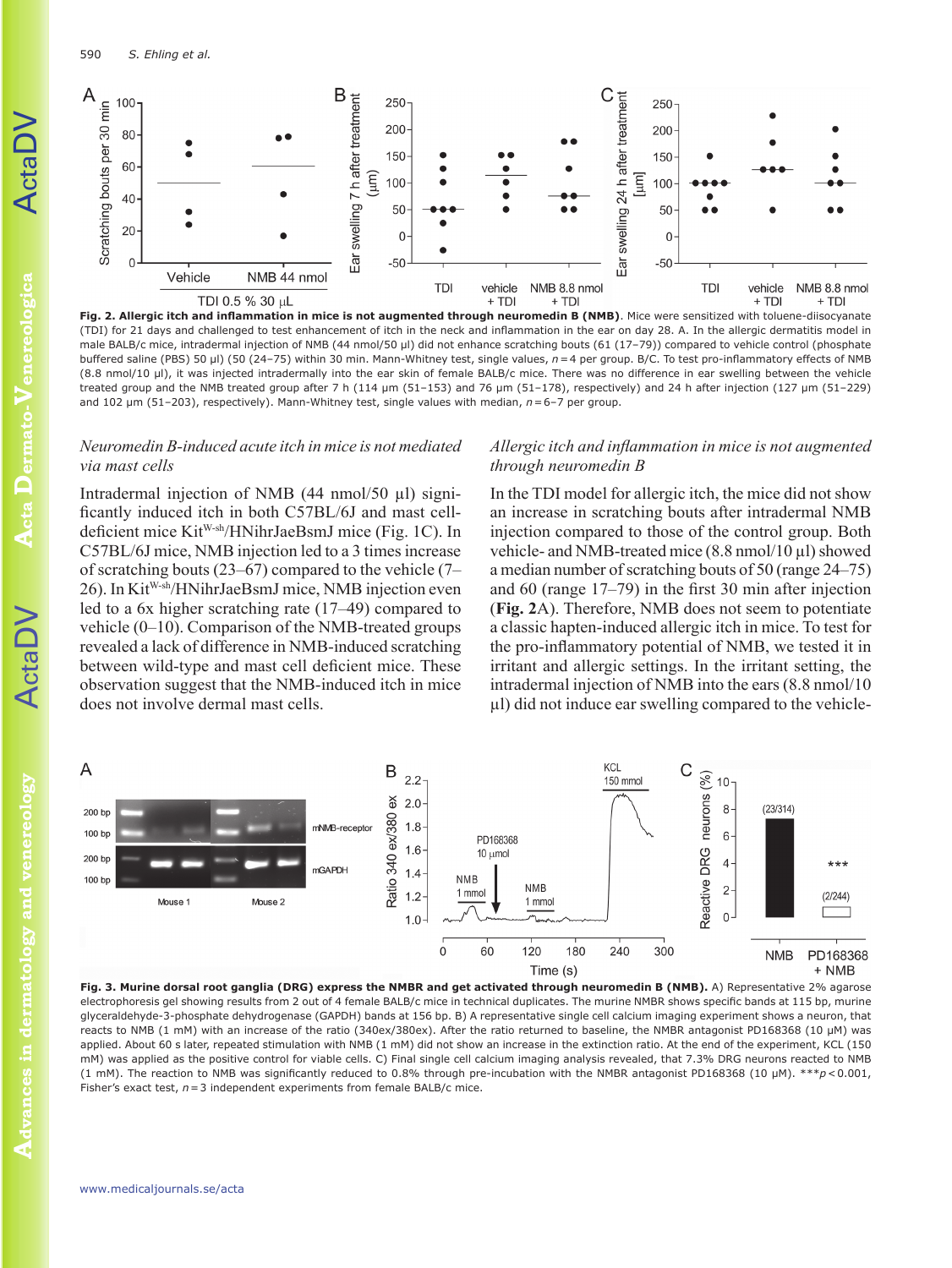**Fig. 2. Allergic itch and inflammation in mice is not augmented through neuromedin B (NMB)**. Mice were sensitized with toluene-diisocyanate (TDI) for 21 days and challenged to test enhancement of itch in the neck and inflammation in the ear on day 28. A. In the allergic dermatitis model in male BALB/c mice, intradermal injection of NMB (44 nmol/50 µl) did not enhance scratching bouts (61 (17–79)) compared to vehicle control (phosphate buffered saline (PBS) 50 µl) (50 (24–75) within 30 min. Mann-Whitney test, single values, $n = 4$ per group. B/C. To test pro-inflammatory effects of NMB (8.8 nmol/10 µl), it was injected intradermally into the ear skin of female BALB/c mice. There was no difference in ear swelling between the vehicle treated group and the NMB treated group after 7 h (114 µm (51–153) and 76 µm (51–178), respectively) and 24 h after injection (127 µm (51–229) and 102 µm (51–203), respectively). Mann-Whitney test, single values with median, $n = 6–7$ per group.

### *Neuromedin B-induced acute itch in mice is not mediated via mast cells*

Intradermal injection of NMB (44 nmol/50 µl) significantly induced itch in both C57BL/6J and mast cell-deficient mice Kit$^{W\text{-}sh}$/HNihrJaeBsmJ mice (Fig. 1C). In C57BL/6J mice, NMB injection led to a 3 times increase of scratching bouts (23–67) compared to the vehicle (7–26). In Kit$^{W\text{-}sh}$/HNihrJaeBsmJ mice, NMB injection even led to a 6x higher scratching rate (17–49) compared to vehicle (0–10). Comparison of the NMB-treated groups revealed a lack of difference in NMB-induced scratching between wild-type and mast cell deficient mice. These observation suggest that the NMB-induced itch in mice does not involve dermal mast cells.

### *Allergic itch and inflammation in mice is not augmented through neuromedin B*

In the TDI model for allergic itch, the mice did not show an increase in scratching bouts after intradermal NMB injection compared to those of the control group. Both vehicle- and NMB-treated mice (8.8 nmol/10 µl) showed a median number of scratching bouts of 50 (range 24–75) and 60 (range 17–79) in the first 30 min after injection (**Fig. 2**A). Therefore, NMB does not seem to potentiate a classic hapten-induced allergic itch in mice. To test for the pro-inflammatory potential of NMB, we tested it in irritant and allergic settings. In the irritant setting, the intradermal injection of NMB into the ears (8.8 nmol/10 µl) did not induce ear swelling compared to the vehicle-

**Fig. 3. Murine dorsal root ganglia (DRG) express the NMBR and get activated through neuromedin B (NMB).** A) Representative 2% agarose electrophoresis gel showing results from 2 out of 4 female BALB/c mice in technical duplicates. The murine NMBR shows specific bands at 115 bp, murine glyceraldehyde-3-phosphate dehydrogenase (GAPDH) bands at 156 bp. B) A representative single cell calcium imaging experiment shows a neuron, that reacts to NMB (1 mM) with an increase of the ratio (340ex/380ex). After the ratio returned to baseline, the NMBR antagonist PD168368 (10 µM) was applied. About 60 s later, repeated stimulation with NMB (1 mM) did not show an increase in the extinction ratio. At the end of the experiment, KCL (150 mM) was applied as the positive control for viable cells. C) Final single cell calcium imaging analysis revealed, that 7.3% DRG neurons reacted to NMB (1 mM). The reaction to NMB was significantly reduced to 0.8% through pre-incubation with the NMBR antagonist PD168368 (10 µM). ***$p < 0.001$, Fisher's exact test, $n = 3$ independent experiments from female BALB/c mice.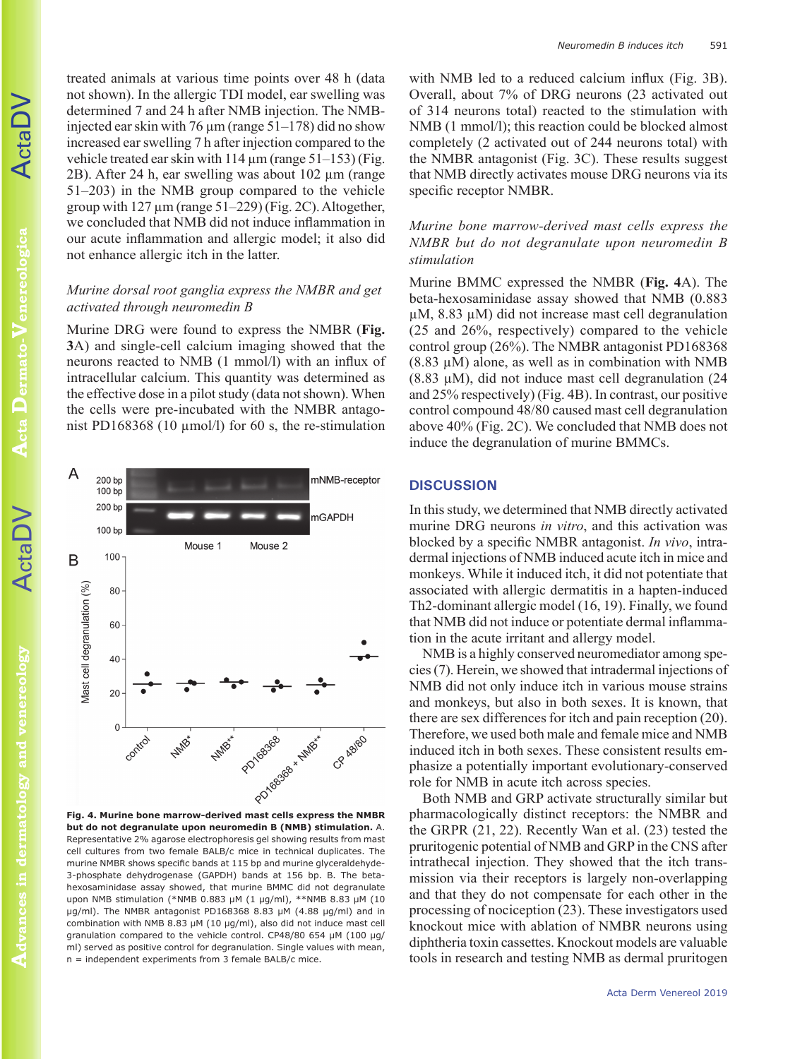treated animals at various time points over 48 h (data not shown). In the allergic TDI model, ear swelling was determined 7 and 24 h after NMB injection. The NMB-injected ear skin with 76 µm (range 51–178) did no show increased ear swelling 7 h after injection compared to the vehicle treated ear skin with 114 µm (range 51–153) (Fig. 2B). After 24 h, ear swelling was about 102 µm (range 51–203) in the NMB group compared to the vehicle group with 127 µm (range 51–229) (Fig. 2C). Altogether, we concluded that NMB did not induce inflammation in our acute inflammation and allergic model; it also did not enhance allergic itch in the latter.

### *Murine dorsal root ganglia express the NMBR and get activated through neuromedin B*

Murine DRG were found to express the NMBR (**Fig. 3**A) and single-cell calcium imaging showed that the neurons reacted to NMB (1 mmol/l) with an influx of intracellular calcium. This quantity was determined as the effective dose in a pilot study (data not shown). When the cells were pre-incubated with the NMBR antagonist PD168368 (10 µmol/l) for 60 s, the re-stimulation with NMB led to a reduced calcium influx (Fig. 3B). Overall, about 7% of DRG neurons (23 activated out of 314 neurons total) reacted to the stimulation with NMB (1 mmol/l); this reaction could be blocked almost completely (2 activated out of 244 neurons total) with the NMBR antagonist (Fig. 3C). These results suggest that NMB directly activates mouse DRG neurons via its specific receptor NMBR.

### *Murine bone marrow-derived mast cells express the NMBR but do not degranulate upon neuromedin B stimulation*

Murine BMMC expressed the NMBR (**Fig. 4**A). The beta-hexosaminidase assay showed that NMB (0.883 µM, 8.83 µM) did not increase mast cell degranulation (25 and 26%, respectively) compared to the vehicle control group (26%). The NMBR antagonist PD168368 (8.83 µM) alone, as well as in combination with NMB (8.83 µM), did not induce mast cell degranulation (24 and 25% respectively) (Fig. 4B). In contrast, our positive control compound 48/80 caused mast cell degranulation above 40% (Fig. 2C). We concluded that NMB does not induce the degranulation of murine BMMCs.

**Fig. 4. Murine bone marrow-derived mast cells express the NMBR but do not degranulate upon neuromedin B (NMB) stimulation.** A. Representative 2% agarose electrophoresis gel showing results from mast cell cultures from two female BALB/c mice in technical duplicates. The murine NMBR shows specific bands at 115 bp and murine glyceraldehyde-3-phosphate dehydrogenase (GAPDH) bands at 156 bp. B. The beta-hexosaminidase assay showed, that murine BMMC did not degranulate upon NMB stimulation (*NMB 0.883 µM (1 µg/ml), **NMB 8.83 µM (10 µg/ml). The NMBR antagonist PD168368 8.83 µM (4.88 µg/ml) and in combination with NMB 8.83 µM (10 µg/ml), also did not induce mast cell granulation compared to the vehicle control. CP48/80 654 µM (100 µg/ml) served as positive control for degranulation. Single values with mean, n = independent experiments from 3 female BALB/c mice.

## DISCUSSION

In this study, we determined that NMB directly activated murine DRG neurons *in vitro*, and this activation was blocked by a specific NMBR antagonist. *In vivo*, intradermal injections of NMB induced acute itch in mice and monkeys. While it induced itch, it did not potentiate that associated with allergic dermatitis in a hapten-induced Th2-dominant allergic model (16, 19). Finally, we found that NMB did not induce or potentiate dermal inflammation in the acute irritant and allergy model.

NMB is a highly conserved neuromediator among species (7). Herein, we showed that intradermal injections of NMB did not only induce itch in various mouse strains and monkeys, but also in both sexes. It is known, that there are sex differences for itch and pain reception (20). Therefore, we used both male and female mice and NMB induced itch in both sexes. These consistent results emphasize a potentially important evolutionary-conserved role for NMB in acute itch across species.

Both NMB and GRP activate structurally similar but pharmacologically distinct receptors: the NMBR and the GRPR (21, 22). Recently Wan et al. (23) tested the pruritogenic potential of NMB and GRP in the CNS after intrathecal injection. They showed that the itch transmission via their receptors is largely non-overlapping and that they do not compensate for each other in the processing of nociception (23). These investigators used knockout mice with ablation of NMBR neurons using diphtheria toxin cassettes. Knockout models are valuable tools in research and testing NMB as dermal pruritogen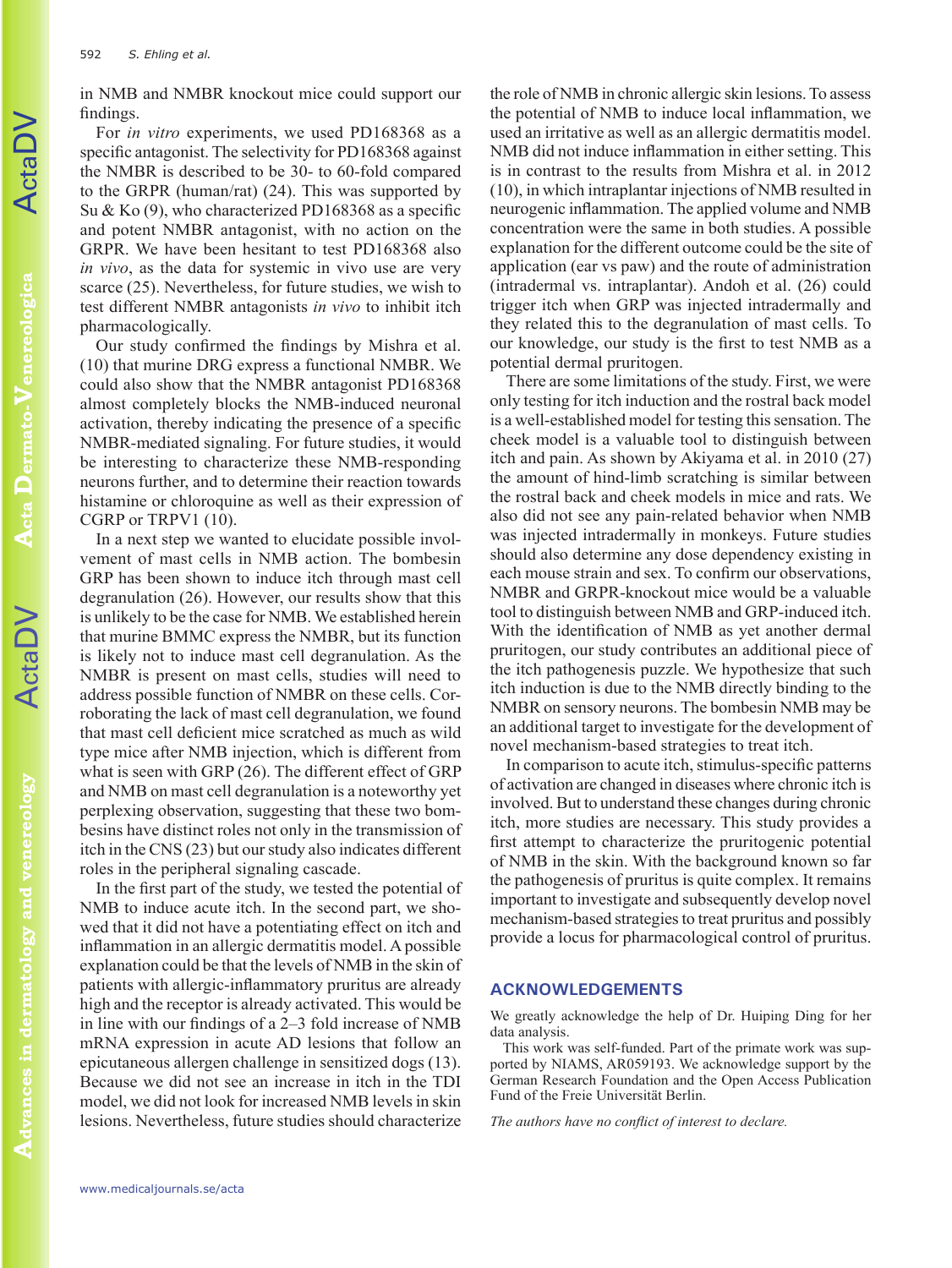in NMB and NMBR knockout mice could support our findings.

For *in vitro* experiments, we used PD168368 as a specific antagonist. The selectivity for PD168368 against the NMBR is described to be 30- to 60-fold compared to the GRPR (human/rat) (24). This was supported by Su & Ko (9), who characterized PD168368 as a specific and potent NMBR antagonist, with no action on the GRPR. We have been hesitant to test PD168368 also *in vivo*, as the data for systemic in vivo use are very scarce (25). Nevertheless, for future studies, we wish to test different NMBR antagonists *in vivo* to inhibit itch pharmacologically.

Our study confirmed the findings by Mishra et al. (10) that murine DRG express a functional NMBR. We could also show that the NMBR antagonist PD168368 almost completely blocks the NMB-induced neuronal activation, thereby indicating the presence of a specific NMBR-mediated signaling. For future studies, it would be interesting to characterize these NMB-responding neurons further, and to determine their reaction towards histamine or chloroquine as well as their expression of CGRP or TRPV1 (10).

In a next step we wanted to elucidate possible involvement of mast cells in NMB action. The bombesin GRP has been shown to induce itch through mast cell degranulation (26). However, our results show that this is unlikely to be the case for NMB. We established herein that murine BMMC express the NMBR, but its function is likely not to induce mast cell degranulation. As the NMBR is present on mast cells, studies will need to address possible function of NMBR on these cells. Corroborating the lack of mast cell degranulation, we found that mast cell deficient mice scratched as much as wild type mice after NMB injection, which is different from what is seen with GRP (26). The different effect of GRP and NMB on mast cell degranulation is a noteworthy yet perplexing observation, suggesting that these two bombesins have distinct roles not only in the transmission of itch in the CNS (23) but our study also indicates different roles in the peripheral signaling cascade.

In the first part of the study, we tested the potential of NMB to induce acute itch. In the second part, we showed that it did not have a potentiating effect on itch and inflammation in an allergic dermatitis model. A possible explanation could be that the levels of NMB in the skin of patients with allergic-inflammatory pruritus are already high and the receptor is already activated. This would be in line with our findings of a 2–3 fold increase of NMB mRNA expression in acute AD lesions that follow an epicutaneous allergen challenge in sensitized dogs (13). Because we did not see an increase in itch in the TDI model, we did not look for increased NMB levels in skin lesions. Nevertheless, future studies should characterize the role of NMB in chronic allergic skin lesions. To assess the potential of NMB to induce local inflammation, we used an irritative as well as an allergic dermatitis model. NMB did not induce inflammation in either setting. This is in contrast to the results from Mishra et al. in 2012 (10), in which intraplantar injections of NMB resulted in neurogenic inflammation. The applied volume and NMB concentration were the same in both studies. A possible explanation for the different outcome could be the site of application (ear vs paw) and the route of administration (intradermal vs. intraplantar). Andoh et al. (26) could trigger itch when GRP was injected intradermally and they related this to the degranulation of mast cells. To our knowledge, our study is the first to test NMB as a potential dermal pruritogen.

There are some limitations of the study. First, we were only testing for itch induction and the rostral back model is a well-established model for testing this sensation. The cheek model is a valuable tool to distinguish between itch and pain. As shown by Akiyama et al. in 2010 (27) the amount of hind-limb scratching is similar between the rostral back and cheek models in mice and rats. We also did not see any pain-related behavior when NMB was injected intradermally in monkeys. Future studies should also determine any dose dependency existing in each mouse strain and sex. To confirm our observations, NMBR and GRPR-knockout mice would be a valuable tool to distinguish between NMB and GRP-induced itch. With the identification of NMB as yet another dermal pruritogen, our study contributes an additional piece of the itch pathogenesis puzzle. We hypothesize that such itch induction is due to the NMB directly binding to the NMBR on sensory neurons. The bombesin NMB may be an additional target to investigate for the development of novel mechanism-based strategies to treat itch.

In comparison to acute itch, stimulus-specific patterns of activation are changed in diseases where chronic itch is involved. But to understand these changes during chronic itch, more studies are necessary. This study provides a first attempt to characterize the pruritogenic potential of NMB in the skin. With the background known so far the pathogenesis of pruritus is quite complex. It remains important to investigate and subsequently develop novel mechanism-based strategies to treat pruritus and possibly provide a locus for pharmacological control of pruritus.

## ACKNOWLEDGEMENTS

We greatly acknowledge the help of Dr. Huiping Ding for her data analysis.

This work was self-funded. Part of the primate work was supported by NIAMS, AR059193. We acknowledge support by the German Research Foundation and the Open Access Publication Fund of the Freie Universität Berlin.

*The authors have no conflict of interest to declare.*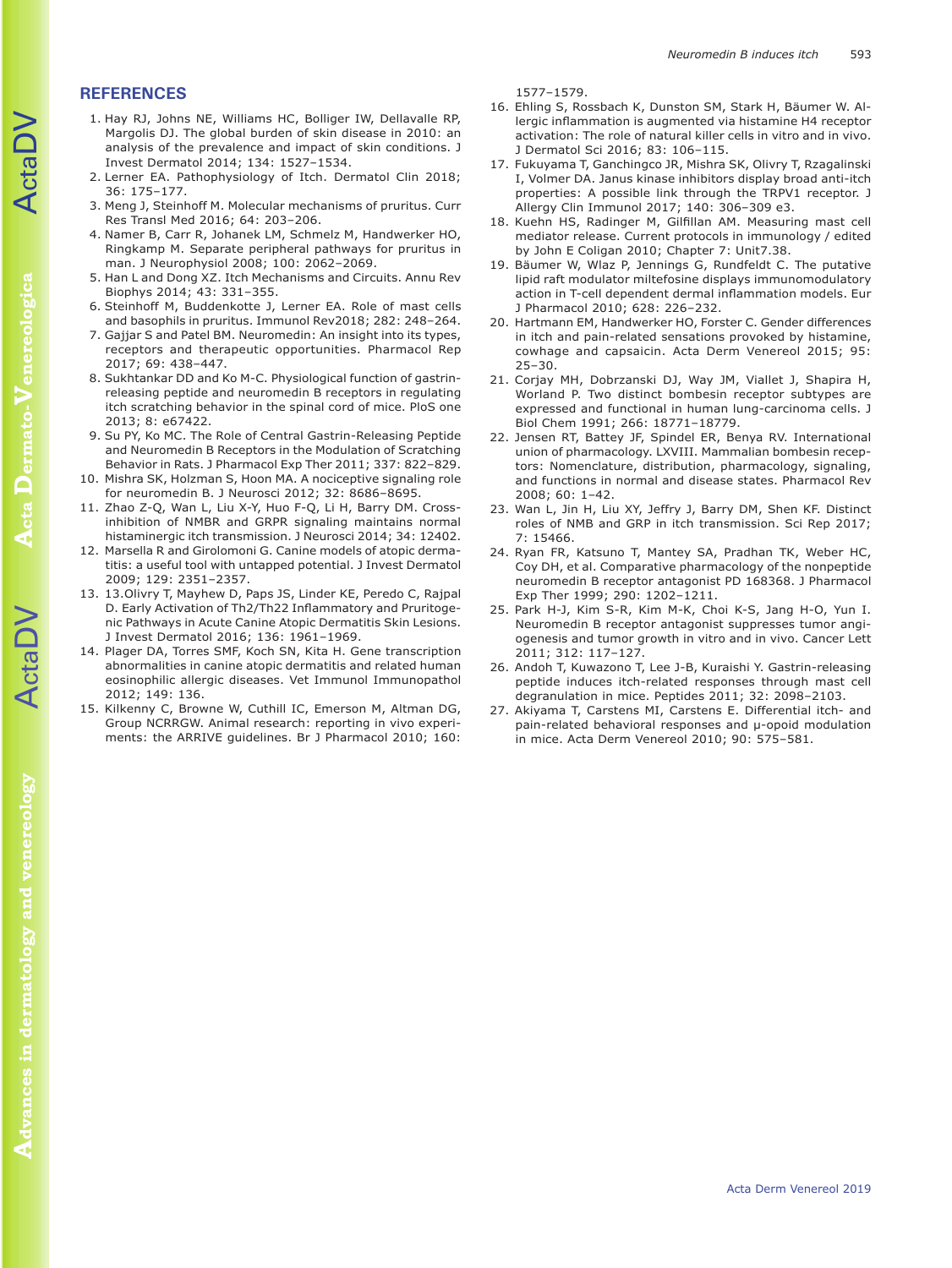## REFERENCES

1. Hay RJ, Johns NE, Williams HC, Bolliger IW, Dellavalle RP, Margolis DJ. The global burden of skin disease in 2010: an analysis of the prevalence and impact of skin conditions. J Invest Dermatol 2014; 134: 1527–1534.
2. Lerner EA. Pathophysiology of Itch. Dermatol Clin 2018; 36: 175–177.
3. Meng J, Steinhoff M. Molecular mechanisms of pruritus. Curr Res Transl Med 2016; 64: 203–206.
4. Namer B, Carr R, Johanek LM, Schmelz M, Handwerker HO, Ringkamp M. Separate peripheral pathways for pruritus in man. J Neurophysiol 2008; 100: 2062–2069.
5. Han L and Dong XZ. Itch Mechanisms and Circuits. Annu Rev Biophys 2014; 43: 331–355.
6. Steinhoff M, Buddenkotte J, Lerner EA. Role of mast cells and basophils in pruritus. Immunol Rev2018; 282: 248–264.
7. Gajjar S and Patel BM. Neuromedin: An insight into its types, receptors and therapeutic opportunities. Pharmacol Rep 2017; 69: 438–447.
8. Sukhtankar DD and Ko M-C. Physiological function of gastrin-releasing peptide and neuromedin B receptors in regulating itch scratching behavior in the spinal cord of mice. PloS one 2013; 8: e67422.
9. Su PY, Ko MC. The Role of Central Gastrin-Releasing Peptide and Neuromedin B Receptors in the Modulation of Scratching Behavior in Rats. J Pharmacol Exp Ther 2011; 337: 822–829.
10. Mishra SK, Holzman S, Hoon MA. A nociceptive signaling role for neuromedin B. J Neurosci 2012; 32: 8686–8695.
11. Zhao Z-Q, Wan L, Liu X-Y, Huo F-Q, Li H, Barry DM. Cross-inhibition of NMBR and GRPR signaling maintains normal histaminergic itch transmission. J Neurosci 2014; 34: 12402.
12. Marsella R and Girolomoni G. Canine models of atopic dermatitis: a useful tool with untapped potential. J Invest Dermatol 2009; 129: 2351–2357.
13. 13.Olivry T, Mayhew D, Paps JS, Linder KE, Peredo C, Rajpal D. Early Activation of Th2/Th22 Inflammatory and Pruritogenic Pathways in Acute Canine Atopic Dermatitis Skin Lesions. J Invest Dermatol 2016; 136: 1961–1969.
14. Plager DA, Torres SMF, Koch SN, Kita H. Gene transcription abnormalities in canine atopic dermatitis and related human eosinophilic allergic diseases. Vet Immunol Immunopathol 2012; 149: 136.
15. Kilkenny C, Browne W, Cuthill IC, Emerson M, Altman DG, Group NCRRGW. Animal research: reporting in vivo experiments: the ARRIVE guidelines. Br J Pharmacol 2010; 160: 1577–1579.
16. Ehling S, Rossbach K, Dunston SM, Stark H, Bäumer W. Allergic inflammation is augmented via histamine H4 receptor activation: The role of natural killer cells in vitro and in vivo. J Dermatol Sci 2016; 83: 106–115.
17. Fukuyama T, Ganchingco JR, Mishra SK, Olivry T, Rzagalinski I, Volmer DA. Janus kinase inhibitors display broad anti-itch properties: A possible link through the TRPV1 receptor. J Allergy Clin Immunol 2017; 140: 306–309 e3.
18. Kuehn HS, Radinger M, Gilfillan AM. Measuring mast cell mediator release. Current protocols in immunology / edited by John E Coligan 2010; Chapter 7: Unit7.38.
19. Bäumer W, Wlaz P, Jennings G, Rundfeldt C. The putative lipid raft modulator miltefosine displays immunomodulatory action in T-cell dependent dermal inflammation models. Eur J Pharmacol 2010; 628: 226–232.
20. Hartmann EM, Handwerker HO, Forster C. Gender differences in itch and pain-related sensations provoked by histamine, cowhage and capsaicin. Acta Derm Venereol 2015; 95: 25–30.
21. Corjay MH, Dobrzanski DJ, Way JM, Viallet J, Shapira H, Worland P. Two distinct bombesin receptor subtypes are expressed and functional in human lung-carcinoma cells. J Biol Chem 1991; 266: 18771–18779.
22. Jensen RT, Battey JF, Spindel ER, Benya RV. International union of pharmacology. LXVIII. Mammalian bombesin receptors: Nomenclature, distribution, pharmacology, signaling, and functions in normal and disease states. Pharmacol Rev 2008; 60: 1–42.
23. Wan L, Jin H, Liu XY, Jeffry J, Barry DM, Shen KF. Distinct roles of NMB and GRP in itch transmission. Sci Rep 2017; 7: 15466.
24. Ryan FR, Katsuno T, Mantey SA, Pradhan TK, Weber HC, Coy DH, et al. Comparative pharmacology of the nonpeptide neuromedin B receptor antagonist PD 168368. J Pharmacol Exp Ther 1999; 290: 1202–1211.
25. Park H-J, Kim S-R, Kim M-K, Choi K-S, Jang H-O, Yun I. Neuromedin B receptor antagonist suppresses tumor angiogenesis and tumor growth in vitro and in vivo. Cancer Lett 2011; 312: 117–127.
26. Andoh T, Kuwazono T, Lee J-B, Kuraishi Y. Gastrin-releasing peptide induces itch-related responses through mast cell degranulation in mice. Peptides 2011; 32: 2098–2103.
27. Akiyama T, Carstens MI, Carstens E. Differential itch- and pain-related behavioral responses and μ-opoid modulation in mice. Acta Derm Venereol 2010; 90: 575–581.